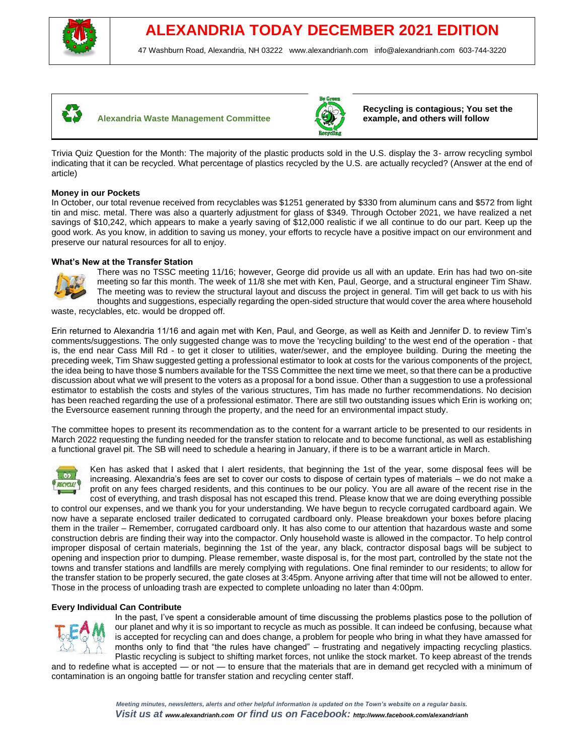# ALEXANDRIA TODAY DECEMBER 2021 EDITION

47 Washburn Road, Alexandria, NH 03222 www.alexandrianh.com info@alexandrianh.com 603-744-3220

## Alexandria Waste Management Committee

**Recycling is contagious; You set the example, and others will follow**

Trivia Quiz Question for the Month: The majority of the plastic products sold in the U.S. display the 3- arrow recycling symbol indicating that it can be recycled. What percentage of plastics recycled by the U.S. are actually recycled? (Answer at the end of article)

### Money in our Pockets

In October, our total revenue received from recyclables was $1251 generated by $330 from aluminum cans and $572 from light tin and misc. metal. There was also a quarterly adjustment for glass of $349. Through October 2021, we have realized a net savings of $10,242, which appears to make a yearly saving of $12,000 realistic if we all continue to do our part. Keep up the good work. As you know, in addition to saving us money, your efforts to recycle have a positive impact on our environment and preserve our natural resources for all to enjoy.

### What's New at the Transfer Station

There was no TSSC meeting 11/16; however, George did provide us all with an update. Erin has had two on-site meeting so far this month. The week of 11/8 she met with Ken, Paul, George, and a structural engineer Tim Shaw. The meeting was to review the structural layout and discuss the project in general. Tim will get back to us with his thoughts and suggestions, especially regarding the open-sided structure that would cover the area where household waste, recyclables, etc. would be dropped off.

Erin returned to Alexandria 11/16 and again met with Ken, Paul, and George, as well as Keith and Jennifer D. to review Tim's comments/suggestions. The only suggested change was to move the 'recycling building' to the west end of the operation - that is, the end near Cass Mill Rd - to get it closer to utilities, water/sewer, and the employee building. During the meeting the preceding week, Tim Shaw suggested getting a professional estimator to look at costs for the various components of the project, the idea being to have those $ numbers available for the TSS Committee the next time we meet, so that there can be a productive discussion about what we will present to the voters as a proposal for a bond issue. Other than a suggestion to use a professional estimator to establish the costs and styles of the various structures, Tim has made no further recommendations. No decision has been reached regarding the use of a professional estimator. There are still two outstanding issues which Erin is working on; the Eversource easement running through the property, and the need for an environmental impact study.

The committee hopes to present its recommendation as to the content for a warrant article to be presented to our residents in March 2022 requesting the funding needed for the transfer station to relocate and to become functional, as well as establishing a functional gravel pit. The SB will need to schedule a hearing in January, if there is to be a warrant article in March.

Ken has asked that I asked that I alert residents, that beginning the 1st of the year, some disposal fees will be increasing. Alexandria's fees are set to cover our costs to dispose of certain types of materials – we do not make a profit on any fees charged residents, and this continues to be our policy. You are all aware of the recent rise in the cost of everything, and trash disposal has not escaped this trend. Please know that we are doing everything possible to control our expenses, and we thank you for your understanding. We have begun to recycle corrugated cardboard again. We now have a separate enclosed trailer dedicated to corrugated cardboard only. Please breakdown your boxes before placing them in the trailer – Remember, corrugated cardboard only. It has also come to our attention that hazardous waste and some construction debris are finding their way into the compactor. Only household waste is allowed in the compactor. To help control improper disposal of certain materials, beginning the 1st of the year, any black, contractor disposal bags will be subject to opening and inspection prior to dumping. Please remember, waste disposal is, for the most part, controlled by the state not the towns and transfer stations and landfills are merely complying with regulations. One final reminder to our residents; to allow for the transfer station to be properly secured, the gate closes at 3:45pm. Anyone arriving after that time will not be allowed to enter. Those in the process of unloading trash are expected to complete unloading no later than 4:00pm.

### Every Individual Can Contribute

In the past, I've spent a considerable amount of time discussing the problems plastics pose to the pollution of our planet and why it is so important to recycle as much as possible. It can indeed be confusing, because what is accepted for recycling can and does change, a problem for people who bring in what they have amassed for months only to find that "the rules have changed" – frustrating and negatively impacting recycling plastics. Plastic recycling is subject to shifting market forces, not unlike the stock market. To keep abreast of the trends and to redefine what is accepted — or not — to ensure that the materials that are in demand get recycled with a minimum of contamination is an ongoing battle for transfer station and recycling center staff.

*Meeting minutes, newsletters, alerts and other helpful information is updated on the Town's website on a regular basis.*

***Visit us at www.alexandrianh.com or find us on Facebook: http://www.facebook.com/alexandrianh***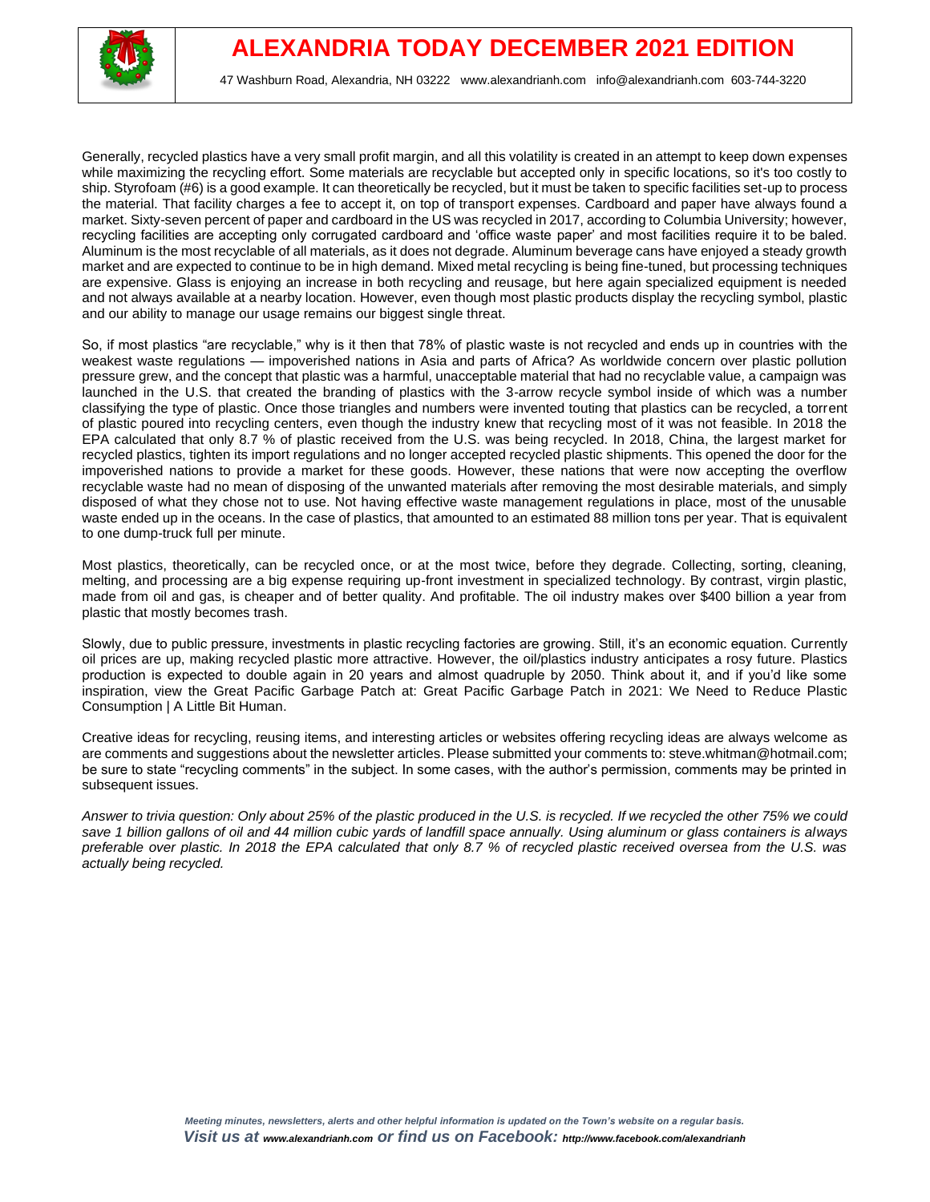Generally, recycled plastics have a very small profit margin, and all this volatility is created in an attempt to keep down expenses while maximizing the recycling effort. Some materials are recyclable but accepted only in specific locations, so it's too costly to ship. Styrofoam (#6) is a good example. It can theoretically be recycled, but it must be taken to specific facilities set-up to process the material. That facility charges a fee to accept it, on top of transport expenses. Cardboard and paper have always found a market. Sixty-seven percent of paper and cardboard in the US was recycled in 2017, according to Columbia University; however, recycling facilities are accepting only corrugated cardboard and 'office waste paper' and most facilities require it to be baled. Aluminum is the most recyclable of all materials, as it does not degrade. Aluminum beverage cans have enjoyed a steady growth market and are expected to continue to be in high demand. Mixed metal recycling is being fine-tuned, but processing techniques are expensive. Glass is enjoying an increase in both recycling and reusage, but here again specialized equipment is needed and not always available at a nearby location. However, even though most plastic products display the recycling symbol, plastic and our ability to manage our usage remains our biggest single threat.

So, if most plastics "are recyclable," why is it then that 78% of plastic waste is not recycled and ends up in countries with the weakest waste regulations — impoverished nations in Asia and parts of Africa? As worldwide concern over plastic pollution pressure grew, and the concept that plastic was a harmful, unacceptable material that had no recyclable value, a campaign was launched in the U.S. that created the branding of plastics with the 3-arrow recycle symbol inside of which was a number classifying the type of plastic. Once those triangles and numbers were invented touting that plastics can be recycled, a torrent of plastic poured into recycling centers, even though the industry knew that recycling most of it was not feasible. In 2018 the EPA calculated that only 8.7 % of plastic received from the U.S. was being recycled. In 2018, China, the largest market for recycled plastics, tighten its import regulations and no longer accepted recycled plastic shipments. This opened the door for the impoverished nations to provide a market for these goods. However, these nations that were now accepting the overflow recyclable waste had no mean of disposing of the unwanted materials after removing the most desirable materials, and simply disposed of what they chose not to use. Not having effective waste management regulations in place, most of the unusable waste ended up in the oceans. In the case of plastics, that amounted to an estimated 88 million tons per year. That is equivalent to one dump-truck full per minute.

Most plastics, theoretically, can be recycled once, or at the most twice, before they degrade. Collecting, sorting, cleaning, melting, and processing are a big expense requiring up-front investment in specialized technology. By contrast, virgin plastic, made from oil and gas, is cheaper and of better quality. And profitable. The oil industry makes over $400 billion a year from plastic that mostly becomes trash.

Slowly, due to public pressure, investments in plastic recycling factories are growing. Still, it's an economic equation. Currently oil prices are up, making recycled plastic more attractive. However, the oil/plastics industry anticipates a rosy future. Plastics production is expected to double again in 20 years and almost quadruple by 2050. Think about it, and if you'd like some inspiration, view the Great Pacific Garbage Patch at: Great Pacific Garbage Patch in 2021: We Need to Reduce Plastic Consumption | A Little Bit Human.

Creative ideas for recycling, reusing items, and interesting articles or websites offering recycling ideas are always welcome as are comments and suggestions about the newsletter articles. Please submitted your comments to: steve.whitman@hotmail.com; be sure to state "recycling comments" in the subject. In some cases, with the author's permission, comments may be printed in subsequent issues.

*Answer to trivia question: Only about 25% of the plastic produced in the U.S. is recycled. If we recycled the other 75% we could save 1 billion gallons of oil and 44 million cubic yards of landfill space annually. Using aluminum or glass containers is always preferable over plastic. In 2018 the EPA calculated that only 8.7 % of recycled plastic received oversea from the U.S. was actually being recycled.*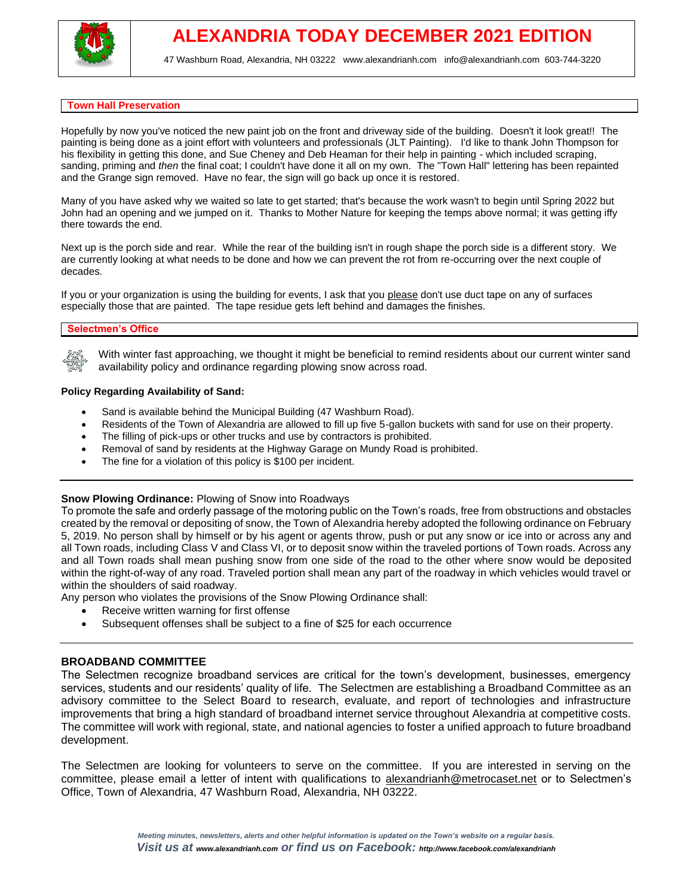# ALEXANDRIA TODAY DECEMBER 2021 EDITION

47 Washburn Road, Alexandria, NH 03222 www.alexandrianh.com info@alexandrianh.com 603-744-3220

## Town Hall Preservation

Hopefully by now you've noticed the new paint job on the front and driveway side of the building. Doesn't it look great!! The painting is being done as a joint effort with volunteers and professionals (JLT Painting). I'd like to thank John Thompson for his flexibility in getting this done, and Sue Cheney and Deb Heaman for their help in painting - which included scraping, sanding, priming and *then* the final coat; I couldn't have done it all on my own. The "Town Hall" lettering has been repainted and the Grange sign removed. Have no fear, the sign will go back up once it is restored.

Many of you have asked why we waited so late to get started; that's because the work wasn't to begin until Spring 2022 but John had an opening and we jumped on it. Thanks to Mother Nature for keeping the temps above normal; it was getting iffy there towards the end.

Next up is the porch side and rear. While the rear of the building isn't in rough shape the porch side is a different story. We are currently looking at what needs to be done and how we can prevent the rot from re-occurring over the next couple of decades.

If you or your organization is using the building for events, I ask that you please don't use duct tape on any of surfaces especially those that are painted. The tape residue gets left behind and damages the finishes.

## Selectmen's Office

With winter fast approaching, we thought it might be beneficial to remind residents about our current winter sand availability policy and ordinance regarding plowing snow across road.

**Policy Regarding Availability of Sand:**

- Sand is available behind the Municipal Building (47 Washburn Road).
- Residents of the Town of Alexandria are allowed to fill up five 5-gallon buckets with sand for use on their property.
- The filling of pick-ups or other trucks and use by contractors is prohibited.
- Removal of sand by residents at the Highway Garage on Mundy Road is prohibited.
- The fine for a violation of this policy is $100 per incident.

**Snow Plowing Ordinance:** Plowing of Snow into Roadways

To promote the safe and orderly passage of the motoring public on the Town's roads, free from obstructions and obstacles created by the removal or depositing of snow, the Town of Alexandria hereby adopted the following ordinance on February 5, 2019. No person shall by himself or by his agent or agents throw, push or put any snow or ice into or across any and all Town roads, including Class V and Class VI, or to deposit snow within the traveled portions of Town roads. Across any and all Town roads shall mean pushing snow from one side of the road to the other where snow would be deposited within the right-of-way of any road. Traveled portion shall mean any part of the roadway in which vehicles would travel or within the shoulders of said roadway.

Any person who violates the provisions of the Snow Plowing Ordinance shall:

- Receive written warning for first offense
- Subsequent offenses shall be subject to a fine of $25 for each occurrence

## BROADBAND COMMITTEE

The Selectmen recognize broadband services are critical for the town's development, businesses, emergency services, students and our residents' quality of life. The Selectmen are establishing a Broadband Committee as an advisory committee to the Select Board to research, evaluate, and report of technologies and infrastructure improvements that bring a high standard of broadband internet service throughout Alexandria at competitive costs. The committee will work with regional, state, and national agencies to foster a unified approach to future broadband development.

The Selectmen are looking for volunteers to serve on the committee. If you are interested in serving on the committee, please email a letter of intent with qualifications to alexandrianh@metrocaset.net or to Selectmen's Office, Town of Alexandria, 47 Washburn Road, Alexandria, NH 03222.

*Meeting minutes, newsletters, alerts and other helpful information is updated on the Town's website on a regular basis.*

***Visit us at** www.alexandrianh.com **or find us on Facebook:** http://www.facebook.com/alexandrianh*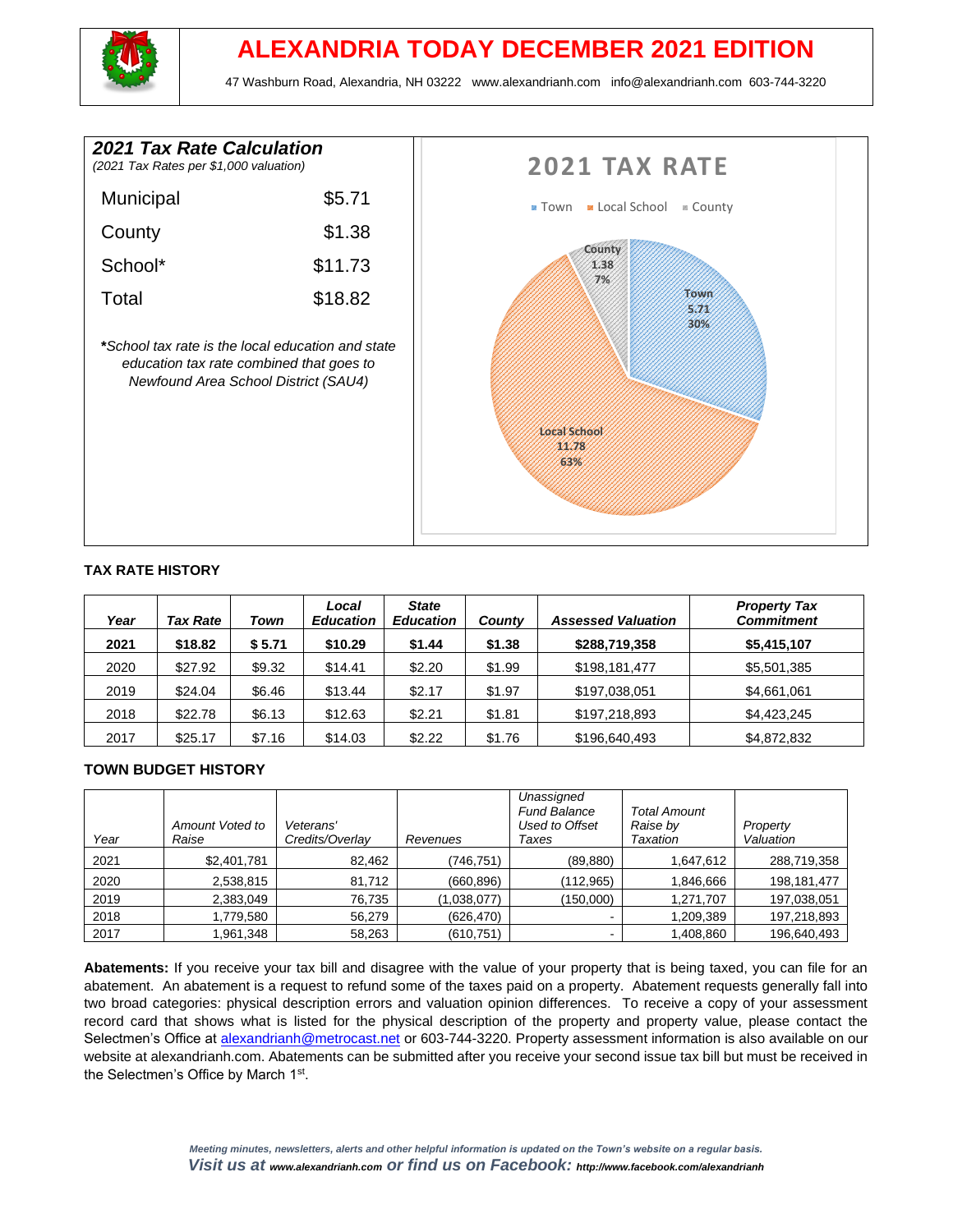# ALEXANDRIA TODAY DECEMBER 2021 EDITION

47 Washburn Road, Alexandria, NH 03222 www.alexandrianh.com info@alexandrianh.com 603-744-3220

## *2021 Tax Rate Calculation*

*(2021 Tax Rates per $1,000 valuation)*

| | |
|---|---|
| Municipal | $5.71 |
| County | $1.38 |
| School* | $11.73 |
| Total | $18.82 |

***School tax rate is the local education and state education tax rate combined that goes to Newfound Area School District (SAU4)*

2021 TAX RATE

Town Local School County

County 1.38 7%

Town 5.71 30%

Local School 11.78 63%

### TAX RATE HISTORY

| *Year* | *Tax Rate* | *Town* | *Local Education* | *State Education* | *County* | *Assessed Valuation* | *Property Tax Commitment* |
|---|---|---|---|---|---|---|---|
| **2021** | **$18.82** | **$ 5.71** | **$10.29** | **$1.44** | **$1.38** | **$288,719,358** | **$5,415,107** |
| 2020 | $27.92 | $9.32 | $14.41 | $2.20 | $1.99 | $198,181,477 | $5,501,385 |
| 2019 | $24.04 | $6.46 | $13.44 | $2.17 | $1.97 | $197,038,051 | $4,661,061 |
| 2018 | $22.78 | $6.13 | $12.63 | $2.21 | $1.81 | $197,218,893 | $4,423,245 |
| 2017 | $25.17 | $7.16 | $14.03 | $2.22 | $1.76 | $196,640,493 | $4,872,832 |

### TOWN BUDGET HISTORY

| *Year* | *Amount Voted to Raise* | *Veterans' Credits/Overlay* | *Revenues* | *Unassigned Fund Balance Used to Offset Taxes* | *Total Amount Raise by Taxation* | *Property Valuation* |
|---|---|---|---|---|---|---|
| 2021 | $2,401,781 | 82,462 | (746,751) | (89,880) | 1,647,612 | 288,719,358 |
| 2020 | 2,538,815 | 81,712 | (660,896) | (112,965) | 1,846,666 | 198,181,477 |
| 2019 | 2,383,049 | 76,735 | (1,038,077) | (150,000) | 1,271,707 | 197,038,051 |
| 2018 | 1,779,580 | 56,279 | (626,470) | - | 1,209,389 | 197,218,893 |
| 2017 | 1,961,348 | 58,263 | (610,751) | - | 1,408,860 | 196,640,493 |

**Abatements:** If you receive your tax bill and disagree with the value of your property that is being taxed, you can file for an abatement. An abatement is a request to refund some of the taxes paid on a property. Abatement requests generally fall into two broad categories: physical description errors and valuation opinion differences. To receive a copy of your assessment record card that shows what is listed for the physical description of the property and property value, please contact the Selectmen's Office at alexandrianh@metrocast.net or 603-744-3220. Property assessment information is also available on our website at alexandrianh.com. Abatements can be submitted after you receive your second issue tax bill but must be received in the Selectmen's Office by March 1st.

***Meeting minutes, newsletters, alerts and other helpful information is updated on the Town's website on a regular basis.***

***Visit us at www.alexandrianh.com or find us on Facebook: http://www.facebook.com/alexandrianh***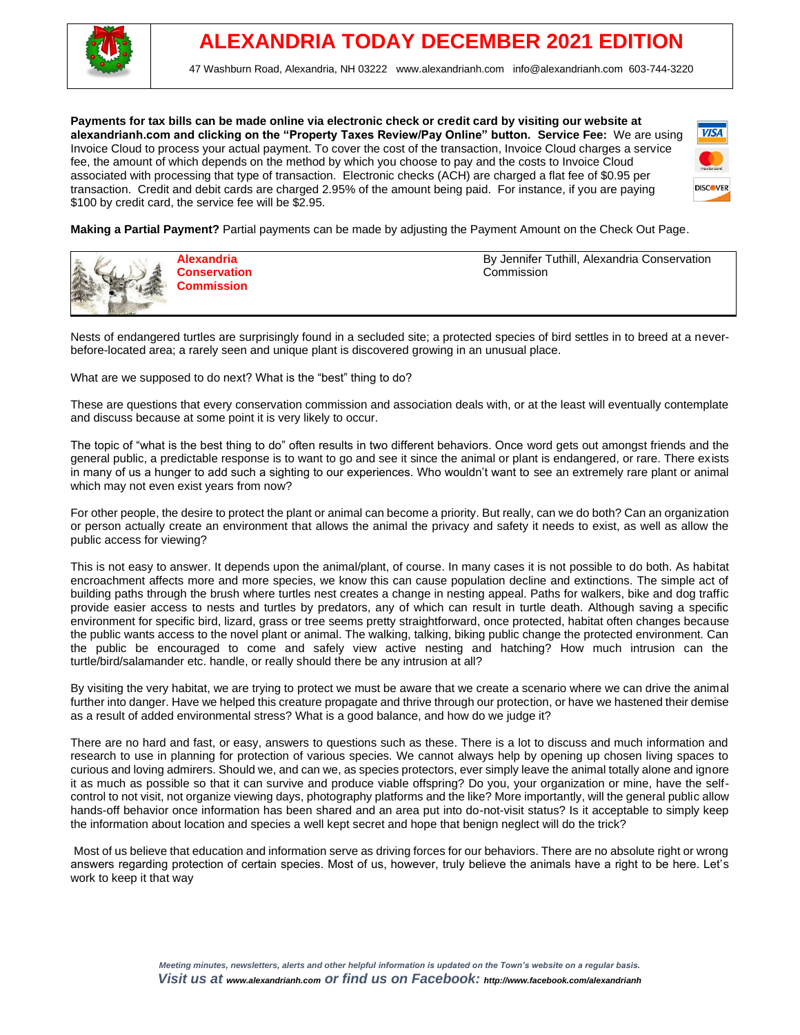**Payments for tax bills can be made online via electronic check or credit card by visiting our website at alexandrianh.com and clicking on the "Property Taxes Review/Pay Online" button. Service Fee:** We are using Invoice Cloud to process your actual payment. To cover the cost of the transaction, Invoice Cloud charges a service fee, the amount of which depends on the method by which you choose to pay and the costs to Invoice Cloud associated with processing that type of transaction. Electronic checks (ACH) are charged a flat fee of $0.95 per transaction. Credit and debit cards are charged 2.95% of the amount being paid. For instance, if you are paying $100 by credit card, the service fee will be $2.95.

**Making a Partial Payment?** Partial payments can be made by adjusting the Payment Amount on the Check Out Page.

## Alexandria Conservation Commission

By Jennifer Tuthill, Alexandria Conservation Commission

Nests of endangered turtles are surprisingly found in a secluded site; a protected species of bird settles in to breed at a never-before-located area; a rarely seen and unique plant is discovered growing in an unusual place.

What are we supposed to do next? What is the "best" thing to do?

These are questions that every conservation commission and association deals with, or at the least will eventually contemplate and discuss because at some point it is very likely to occur.

The topic of "what is the best thing to do" often results in two different behaviors. Once word gets out amongst friends and the general public, a predictable response is to want to go and see it since the animal or plant is endangered, or rare. There exists in many of us a hunger to add such a sighting to our experiences. Who wouldn't want to see an extremely rare plant or animal which may not even exist years from now?

For other people, the desire to protect the plant or animal can become a priority. But really, can we do both? Can an organization or person actually create an environment that allows the animal the privacy and safety it needs to exist, as well as allow the public access for viewing?

This is not easy to answer. It depends upon the animal/plant, of course. In many cases it is not possible to do both. As habitat encroachment affects more and more species, we know this can cause population decline and extinctions. The simple act of building paths through the brush where turtles nest creates a change in nesting appeal. Paths for walkers, bike and dog traffic provide easier access to nests and turtles by predators, any of which can result in turtle death. Although saving a specific environment for specific bird, lizard, grass or tree seems pretty straightforward, once protected, habitat often changes because the public wants access to the novel plant or animal. The walking, talking, biking public change the protected environment. Can the public be encouraged to come and safely view active nesting and hatching? How much intrusion can the turtle/bird/salamander etc. handle, or really should there be any intrusion at all?

By visiting the very habitat, we are trying to protect we must be aware that we create a scenario where we can drive the animal further into danger. Have we helped this creature propagate and thrive through our protection, or have we hastened their demise as a result of added environmental stress? What is a good balance, and how do we judge it?

There are no hard and fast, or easy, answers to questions such as these. There is a lot to discuss and much information and research to use in planning for protection of various species. We cannot always help by opening up chosen living spaces to curious and loving admirers. Should we, and can we, as species protectors, ever simply leave the animal totally alone and ignore it as much as possible so that it can survive and produce viable offspring? Do you, your organization or mine, have the self-control to not visit, not organize viewing days, photography platforms and the like? More importantly, will the general public allow hands-off behavior once information has been shared and an area put into do-not-visit status? Is it acceptable to simply keep the information about location and species a well kept secret and hope that benign neglect will do the trick?

Most of us believe that education and information serve as driving forces for our behaviors. There are no absolute right or wrong answers regarding protection of certain species. Most of us, however, truly believe the animals have a right to be here. Let's work to keep it that way

*Meeting minutes, newsletters, alerts and other helpful information is updated on the Town's website on a regular basis.*
***Visit us at www.alexandrianh.com or find us on Facebook: http://www.facebook.com/alexandrianh***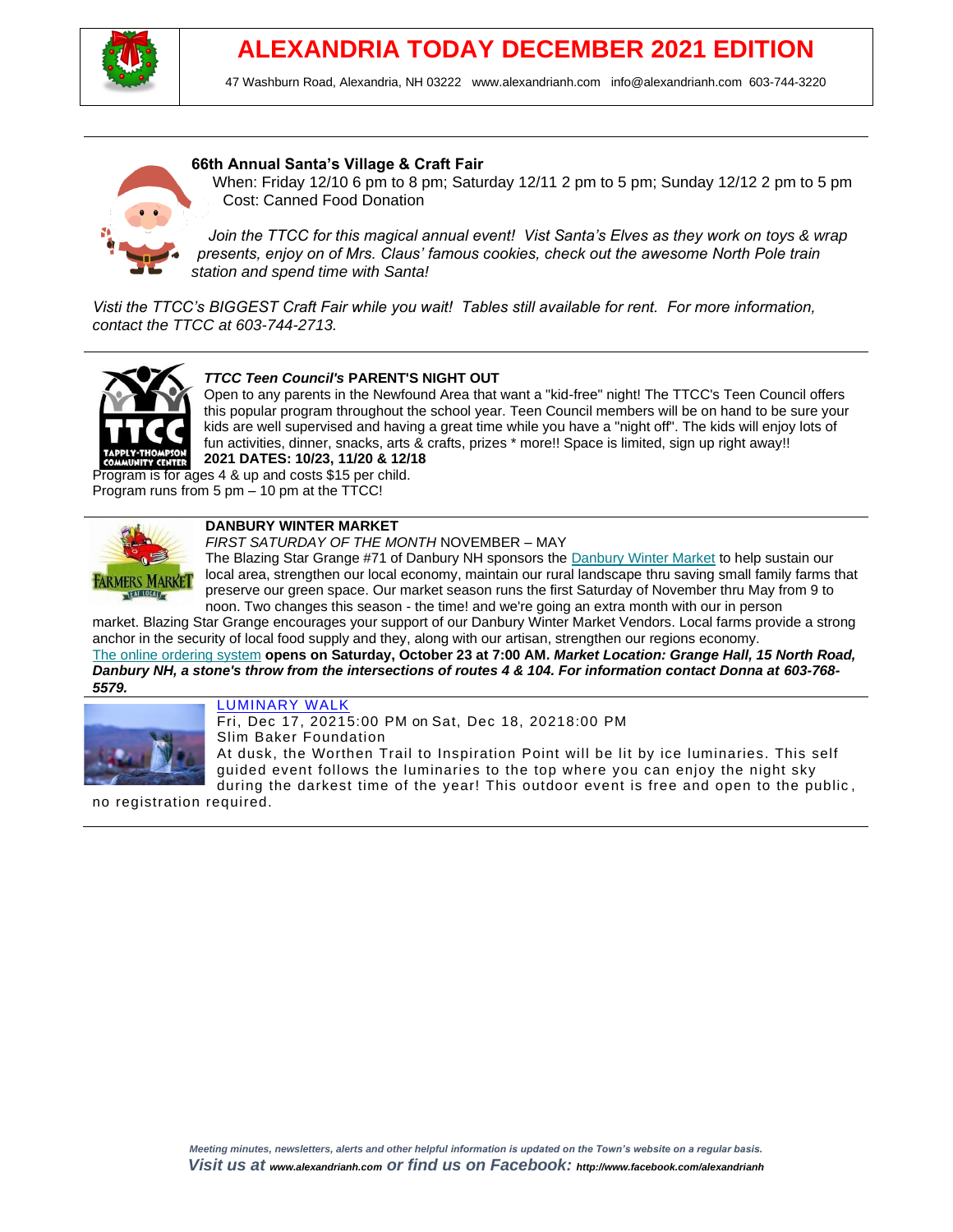# ALEXANDRIA TODAY DECEMBER 2021 EDITION

47 Washburn Road, Alexandria, NH 03222 www.alexandrianh.com info@alexandrianh.com 603-744-3220

---

### 66th Annual Santa's Village & Craft Fair

When: Friday 12/10 6 pm to 8 pm; Saturday 12/11 2 pm to 5 pm; Sunday 12/12 2 pm to 5 pm
Cost: Canned Food Donation

*Join the TTCC for this magical annual event! Vist Santa's Elves as they work on toys & wrap presents, enjoy on of Mrs. Claus' famous cookies, check out the awesome North Pole train station and spend time with Santa!*

*Visti the TTCC's BIGGEST Craft Fair while you wait! Tables still available for rent. For more information, contact the TTCC at 603-744-2713.*

---

### *TTCC Teen Council's* PARENT'S NIGHT OUT

Open to any parents in the Newfound Area that want a "kid-free" night! The TTCC's Teen Council offers this popular program throughout the school year. Teen Council members will be on hand to be sure your kids are well supervised and having a great time while you have a "night off". The kids will enjoy lots of fun activities, dinner, snacks, arts & crafts, prizes * more!! Space is limited, sign up right away!!
**2021 DATES: 10/23, 11/20 & 12/18**
Program is for ages 4 & up and costs $15 per child.
Program runs from 5 pm – 10 pm at the TTCC!

---

### DANBURY WINTER MARKET

*FIRST SATURDAY OF THE MONTH* NOVEMBER – MAY
The Blazing Star Grange #71 of Danbury NH sponsors the Danbury Winter Market to help sustain our local area, strengthen our local economy, maintain our rural landscape thru saving small family farms that preserve our green space. Our market season runs the first Saturday of November thru May from 9 to noon. Two changes this season - the time! and we're going an extra month with our in person market. Blazing Star Grange encourages your support of our Danbury Winter Market Vendors. Local farms provide a strong anchor in the security of local food supply and they, along with our artisan, strengthen our regions economy.
The online ordering system **opens on Saturday, October 23 at 7:00 AM.** ***Market Location: Grange Hall, 15 North Road, Danbury NH, a stone's throw from the intersections of routes 4 & 104. For information contact Donna at 603-768-5579.***

---

### LUMINARY WALK

Fri, Dec 17, 20215:00 PM on Sat, Dec 18, 20218:00 PM
Slim Baker Foundation
At dusk, the Worthen Trail to Inspiration Point will be lit by ice luminaries. This self guided event follows the luminaries to the top where you can enjoy the night sky during the darkest time of the year! This outdoor event is free and open to the public, no registration required.

---

*Meeting minutes, newsletters, alerts and other helpful information is updated on the Town's website on a regular basis.*
***Visit us at www.alexandrianh.com or find us on Facebook: http://www.facebook.com/alexandrianh***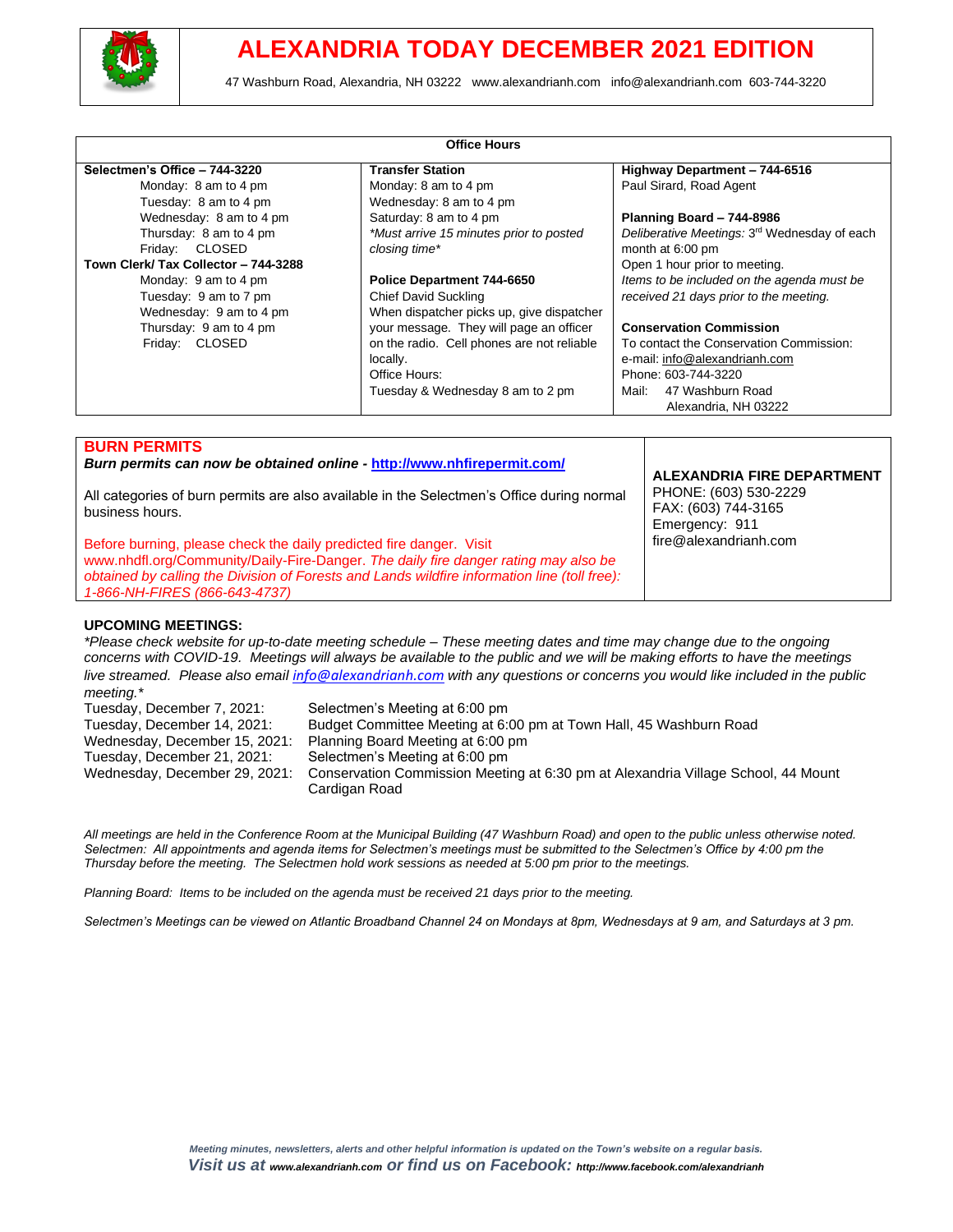# ALEXANDRIA TODAY DECEMBER 2021 EDITION

47 Washburn Road, Alexandria, NH 03222 www.alexandrianh.com info@alexandrianh.com 603-744-3220

## Office Hours

**Selectmen's Office – 744-3220**
Monday: 8 am to 4 pm
Tuesday: 8 am to 4 pm
Wednesday: 8 am to 4 pm
Thursday: 8 am to 4 pm
Friday: CLOSED

**Town Clerk/ Tax Collector – 744-3288**
Monday: 9 am to 4 pm
Tuesday: 9 am to 7 pm
Wednesday: 9 am to 4 pm
Thursday: 9 am to 4 pm
Friday: CLOSED

**Transfer Station**
Monday: 8 am to 4 pm
Wednesday: 8 am to 4 pm
Saturday: 8 am to 4 pm
*\*Must arrive 15 minutes prior to posted closing time\**

**Police Department 744-6650**
Chief David Suckling
When dispatcher picks up, give dispatcher your message. They will page an officer on the radio. Cell phones are not reliable locally.
Office Hours:
Tuesday & Wednesday 8 am to 2 pm

**Highway Department – 744-6516**
Paul Sirard, Road Agent

**Planning Board – 744-8986**
*Deliberative Meetings:* 3rd Wednesday of each month at 6:00 pm
Open 1 hour prior to meeting.
*Items to be included on the agenda must be received 21 days prior to the meeting.*

**Conservation Commission**
To contact the Conservation Commission:
e-mail: info@alexandrianh.com
Phone: 603-744-3220
Mail: 47 Washburn Road
Alexandria, NH 03222

## BURN PERMITS

***Burn permits can now be obtained online - http://www.nhfirepermit.com/***

All categories of burn permits are also available in the Selectmen's Office during normal business hours.

Before burning, please check the daily predicted fire danger. Visit www.nhdfl.org/Community/Daily-Fire-Danger. *The daily fire danger rating may also be obtained by calling the Division of Forests and Lands wildfire information line (toll free): 1-866-NH-FIRES (866-643-4737)*

**ALEXANDRIA FIRE DEPARTMENT**
PHONE: (603) 530-2229
FAX: (603) 744-3165
Emergency: 911
fire@alexandrianh.com

## UPCOMING MEETINGS:

*\*Please check website for up-to-date meeting schedule – These meeting dates and time may change due to the ongoing concerns with COVID-19. Meetings will always be available to the public and we will be making efforts to have the meetings live streamed. Please also email info@alexandrianh.com with any questions or concerns you would like included in the public meeting.\**

| | |
|---|---|
| Tuesday, December 7, 2021: | Selectmen's Meeting at 6:00 pm |
| Tuesday, December 14, 2021: | Budget Committee Meeting at 6:00 pm at Town Hall, 45 Washburn Road |
| Wednesday, December 15, 2021: | Planning Board Meeting at 6:00 pm |
| Tuesday, December 21, 2021: | Selectmen's Meeting at 6:00 pm |
| Wednesday, December 29, 2021: | Conservation Commission Meeting at 6:30 pm at Alexandria Village School, 44 Mount Cardigan Road |

*All meetings are held in the Conference Room at the Municipal Building (47 Washburn Road) and open to the public unless otherwise noted. Selectmen: All appointments and agenda items for Selectmen's meetings must be submitted to the Selectmen's Office by 4:00 pm the Thursday before the meeting. The Selectmen hold work sessions as needed at 5:00 pm prior to the meetings.*

*Planning Board: Items to be included on the agenda must be received 21 days prior to the meeting.*

*Selectmen's Meetings can be viewed on Atlantic Broadband Channel 24 on Mondays at 8pm, Wednesdays at 9 am, and Saturdays at 3 pm.*

***Meeting minutes, newsletters, alerts and other helpful information is updated on the Town's website on a regular basis.***
***Visit us at www.alexandrianh.com or find us on Facebook: http://www.facebook.com/alexandrianh***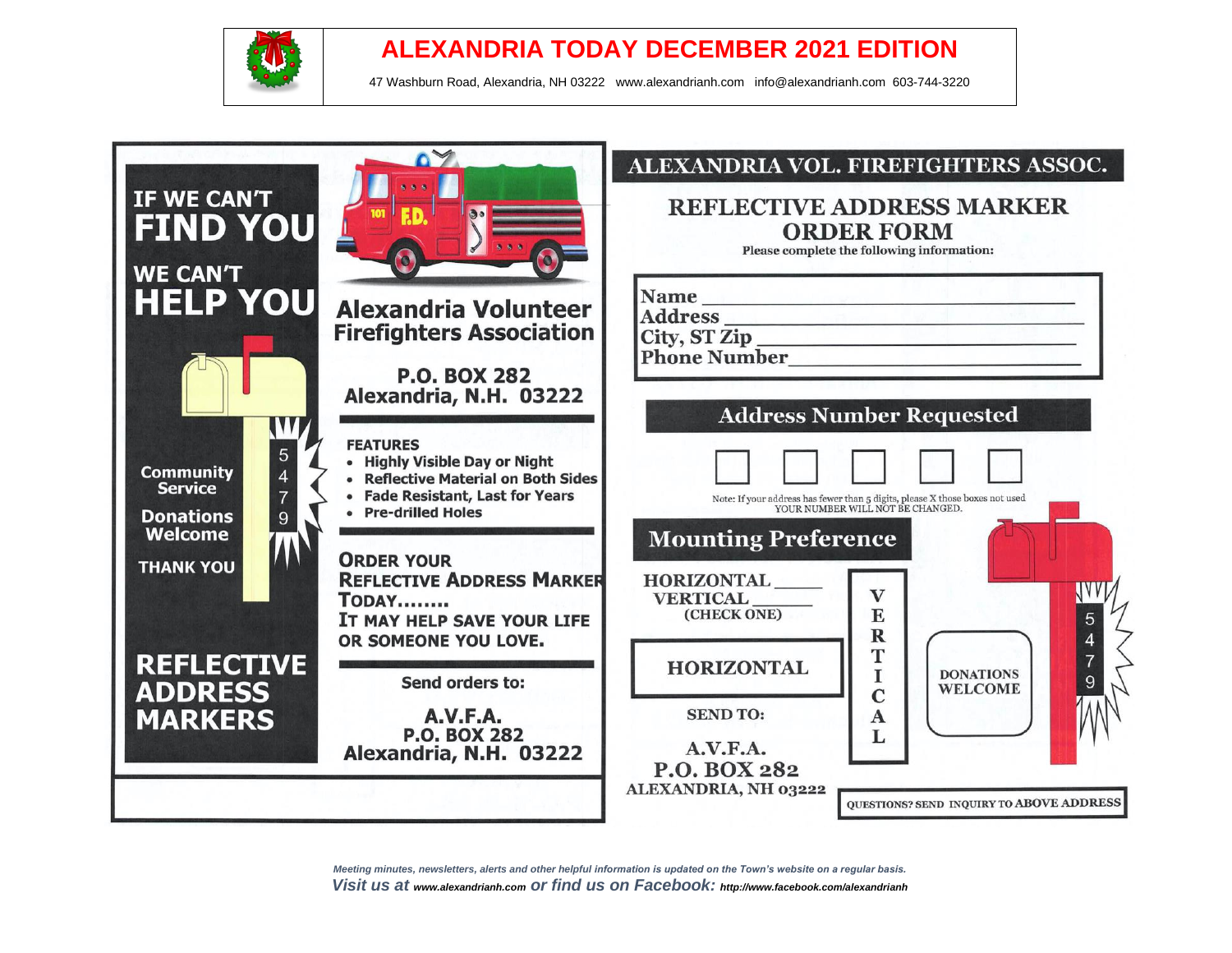# ALEXANDRIA TODAY DECEMBER 2021 EDITION

47 Washburn Road, Alexandria, NH 03222 www.alexandrianh.com info@alexandrianh.com 603-744-3220

**IF WE CAN'T FIND YOU WE CAN'T HELP YOU**

5
4
7
9

**Community Service**

**Donations Welcome**

**THANK YOU**

**REFLECTIVE ADDRESS MARKERS**

101 F.D.

## Alexandria Volunteer Firefighters Association

**P.O. BOX 282**
**Alexandria, N.H. 03222**

**FEATURES**

- Highly Visible Day or Night
- Reflective Material on Both Sides
- Fade Resistant, Last for Years
- Pre-drilled Holes

**ORDER YOUR REFLECTIVE ADDRESS MARKER TODAY........ IT MAY HELP SAVE YOUR LIFE OR SOMEONE YOU LOVE.**

**Send orders to:**

**A.V.F.A.**
**P.O. BOX 282**
**Alexandria, N.H. 03222**

## ALEXANDRIA VOL. FIREFIGHTERS ASSOC.

### REFLECTIVE ADDRESS MARKER ORDER FORM

Please complete the following information:

Name ______________________________
Address ______________________________
City, ST Zip ______________________________
Phone Number ______________________________

### Address Number Requested

☐ ☐ ☐ ☐ ☐

Note: If your address has fewer than 5 digits, please X those boxes not used
YOUR NUMBER WILL NOT BE CHANGED.

### Mounting Preference

HORIZONTAL _____
VERTICAL _____
(CHECK ONE)

HORIZONTAL

VERTICAL

SEND TO:

A.V.F.A.
P.O. BOX 282
ALEXANDRIA, NH 03222

DONATIONS WELCOME

5
4
7
9

QUESTIONS? SEND INQUIRY TO ABOVE ADDRESS

*Meeting minutes, newsletters, alerts and other helpful information is updated on the Town's website on a regular basis.*
*Visit us at www.alexandrianh.com or find us on Facebook: http://www.facebook.com/alexandrianh*